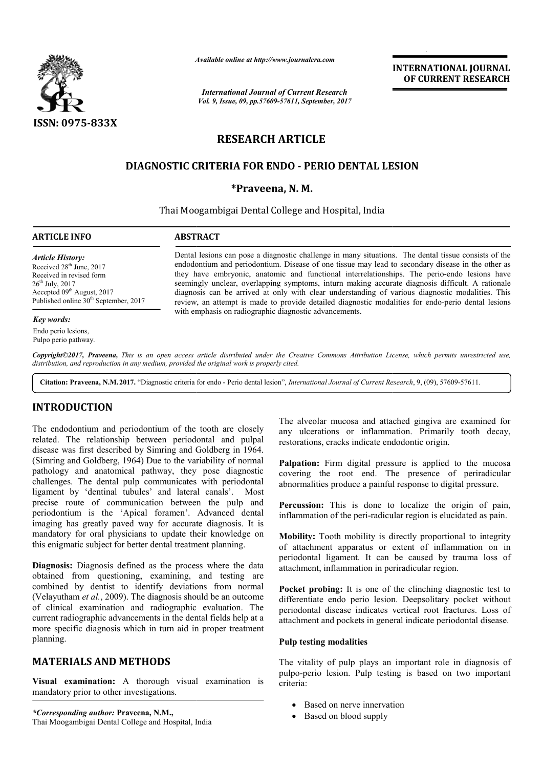ISSN: 0975-833X

*Available online at http://www.journalcra.com*

*International Journal of Current Research*
*Vol. 9, Issue, 09, pp.57609-57611, September, 2017*

**INTERNATIONAL JOURNAL OF CURRENT RESEARCH**

# RESEARCH ARTICLE

# DIAGNOSTIC CRITERIA FOR ENDO - PERIO DENTAL LESION

**\*Praveena, N. M.**

Thai Moogambigai Dental College and Hospital, India

**ARTICLE INFO**

*Article History:*
Received 28th June, 2017
Received in revised form
26th July, 2017
Accepted 09th August, 2017
Published online 30th September, 2017

*Key words:*
Endo perio lesions,
Pulpo perio pathway.

**ABSTRACT**

Dental lesions can pose a diagnostic challenge in many situations. The dental tissue consists of the endodontium and periodontium. Disease of one tissue may lead to secondary disease in the other as they have embryonic, anatomic and functional interrelationships. The perio-endo lesions have seemingly unclear, overlapping symptoms, inturn making accurate diagnosis difficult. A rationale diagnosis can be arrived at only with clear understanding of various diagnostic modalities. This review, an attempt is made to provide detailed diagnostic modalities for endo-perio dental lesions with emphasis on radiographic diagnostic advancements.

*Copyright©2017, Praveena, This is an open access article distributed under the Creative Commons Attribution License, which permits unrestricted use, distribution, and reproduction in any medium, provided the original work is properly cited.*

**Citation: Praveena, N.M. 2017.** "Diagnostic criteria for endo - Perio dental lesion", *International Journal of Current Research*, 9, (09), 57609-57611.

## INTRODUCTION

The endodontium and periodontium of the tooth are closely related. The relationship between periodontal and pulpal disease was first described by Simring and Goldberg in 1964. (Simring and Goldberg, 1964) Due to the variability of normal pathology and anatomical pathway, they pose diagnostic challenges. The dental pulp communicates with periodontal ligament by 'dentinal tubules' and lateral canals'. Most precise route of communication between the pulp and periodontium is the 'Apical foramen'. Advanced dental imaging has greatly paved way for accurate diagnosis. It is mandatory for oral physicians to update their knowledge on this enigmatic subject for better dental treatment planning.

**Diagnosis:** Diagnosis defined as the process where the data obtained from questioning, examining, and testing are combined by dentist to identify deviations from normal (Velayutham *et al.*, 2009). The diagnosis should be an outcome of clinical examination and radiographic evaluation. The current radiographic advancements in the dental fields help at a more specific diagnosis which in turn aid in proper treatment planning.

## MATERIALS AND METHODS

**Visual examination:** A thorough visual examination is mandatory prior to other investigations.

The alveolar mucosa and attached gingiva are examined for any ulcerations or inflammation. Primarily tooth decay, restorations, cracks indicate endodontic origin.

**Palpation:** Firm digital pressure is applied to the mucosa covering the root end. The presence of periradicular abnormalities produce a painful response to digital pressure.

**Percussion:** This is done to localize the origin of pain, inflammation of the peri-radicular region is elucidated as pain.

**Mobility:** Tooth mobility is directly proportional to integrity of attachment apparatus or extent of inflammation on in periodontal ligament. It can be caused by trauma loss of attachment, inflammation in periradicular region.

**Pocket probing:** It is one of the clinching diagnostic test to differentiate endo perio lesion. Deepsolitary pocket without periodontal disease indicates vertical root fractures. Loss of attachment and pockets in general indicate periodontal disease.

**Pulp testing modalities**

The vitality of pulp plays an important role in diagnosis of pulpo-perio lesion. Pulp testing is based on two important criteria:

- Based on nerve innervation
- Based on blood supply

*\*Corresponding author:* **Praveena, N.M.,**
Thai Moogambigai Dental College and Hospital, India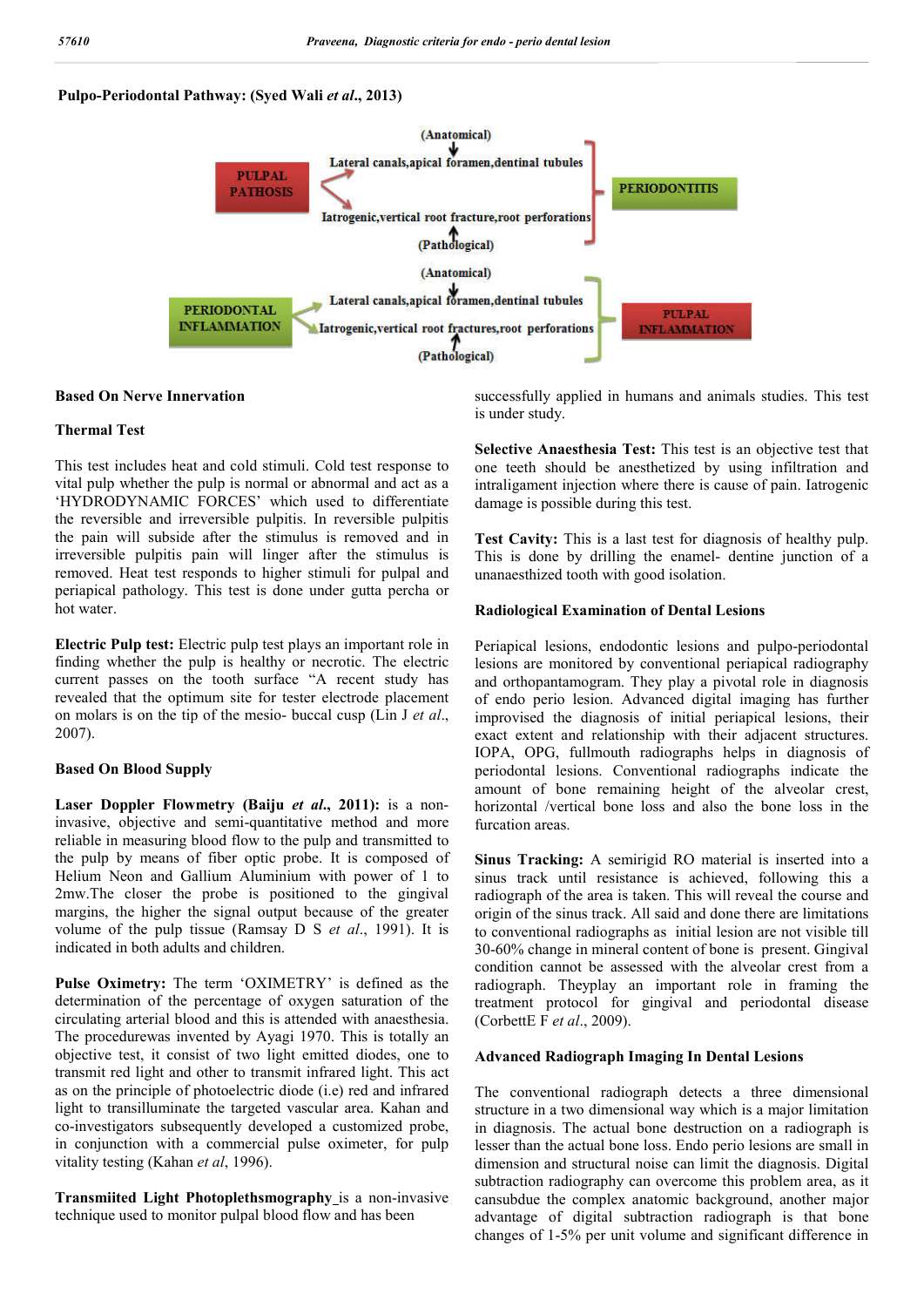**Pulpo-Periodontal Pathway: (Syed Wali *et al*., 2013)**

(Anatomical)

Lateral canals,apical foramen,dentinal tubules

PULPAL PATHOSIS

PERIODONTITIS

Iatrogenic,vertical root fracture,root perforations

(Pathological)

(Anatomical)

Lateral canals,apical foramen,dentinal tubules

PERIODONTAL INFLAMMATION

PULPAL INFLAMMATION

Iatrogenic,vertical root fractures,root perforations

(Pathological)

**Based On Nerve Innervation**

**Thermal Test**

This test includes heat and cold stimuli. Cold test response to vital pulp whether the pulp is normal or abnormal and act as a 'HYDRODYNAMIC FORCES' which used to differentiate the reversible and irreversible pulpitis. In reversible pulpitis the pain will subside after the stimulus is removed and in irreversible pulpitis pain will linger after the stimulus is removed. Heat test responds to higher stimuli for pulpal and periapical pathology. This test is done under gutta percha or hot water.

**Electric Pulp test:** Electric pulp test plays an important role in finding whether the pulp is healthy or necrotic. The electric current passes on the tooth surface "A recent study has revealed that the optimum site for tester electrode placement on molars is on the tip of the mesio- buccal cusp (Lin J *et al*., 2007).

**Based On Blood Supply**

**Laser Doppler Flowmetry (Baiju *et al*., 2011):** is a non-invasive, objective and semi-quantitative method and more reliable in measuring blood flow to the pulp and transmitted to the pulp by means of fiber optic probe. It is composed of Helium Neon and Gallium Aluminium with power of 1 to 2mw.The closer the probe is positioned to the gingival margins, the higher the signal output because of the greater volume of the pulp tissue (Ramsay D S *et al*., 1991). It is indicated in both adults and children.

**Pulse Oximetry:** The term 'OXIMETRY' is defined as the determination of the percentage of oxygen saturation of the circulating arterial blood and this is attended with anaesthesia. The procedurewas invented by Ayagi 1970. This is totally an objective test, it consist of two light emitted diodes, one to transmit red light and other to transmit infrared light. This act as on the principle of photoelectric diode (i.e) red and infrared light to transilluminate the targeted vascular area. Kahan and co-investigators subsequently developed a customized probe, in conjunction with a commercial pulse oximeter, for pulp vitality testing (Kahan *et al*, 1996).

**Transmiited Light Photoplethsmography** is a non-invasive technique used to monitor pulpal blood flow and has been successfully applied in humans and animals studies. This test is under study.

**Selective Anaesthesia Test:** This test is an objective test that one teeth should be anesthetized by using infiltration and intraligament injection where there is cause of pain. Iatrogenic damage is possible during this test.

**Test Cavity:** This is a last test for diagnosis of healthy pulp. This is done by drilling the enamel- dentine junction of a unanaesthized tooth with good isolation.

**Radiological Examination of Dental Lesions**

Periapical lesions, endodontic lesions and pulpo-periodontal lesions are monitored by conventional periapical radiography and orthopantamogram. They play a pivotal role in diagnosis of endo perio lesion. Advanced digital imaging has further improvised the diagnosis of initial periapical lesions, their exact extent and relationship with their adjacent structures. IOPA, OPG, fullmouth radiographs helps in diagnosis of periodontal lesions. Conventional radiographs indicate the amount of bone remaining height of the alveolar crest, horizontal /vertical bone loss and also the bone loss in the furcation areas.

**Sinus Tracking:** A semirigid RO material is inserted into a sinus track until resistance is achieved, following this a radiograph of the area is taken. This will reveal the course and origin of the sinus track. All said and done there are limitations to conventional radiographs as initial lesion are not visible till 30-60% change in mineral content of bone is present. Gingival condition cannot be assessed with the alveolar crest from a radiograph. Theyplay an important role in framing the treatment protocol for gingival and periodontal disease (CorbettE F *et al*., 2009).

**Advanced Radiograph Imaging In Dental Lesions**

The conventional radiograph detects a three dimensional structure in a two dimensional way which is a major limitation in diagnosis. The actual bone destruction on a radiograph is lesser than the actual bone loss. Endo perio lesions are small in dimension and structural noise can limit the diagnosis. Digital subtraction radiography can overcome this problem area, as it cansubdue the complex anatomic background, another major advantage of digital subtraction radiograph is that bone changes of 1-5% per unit volume and significant difference in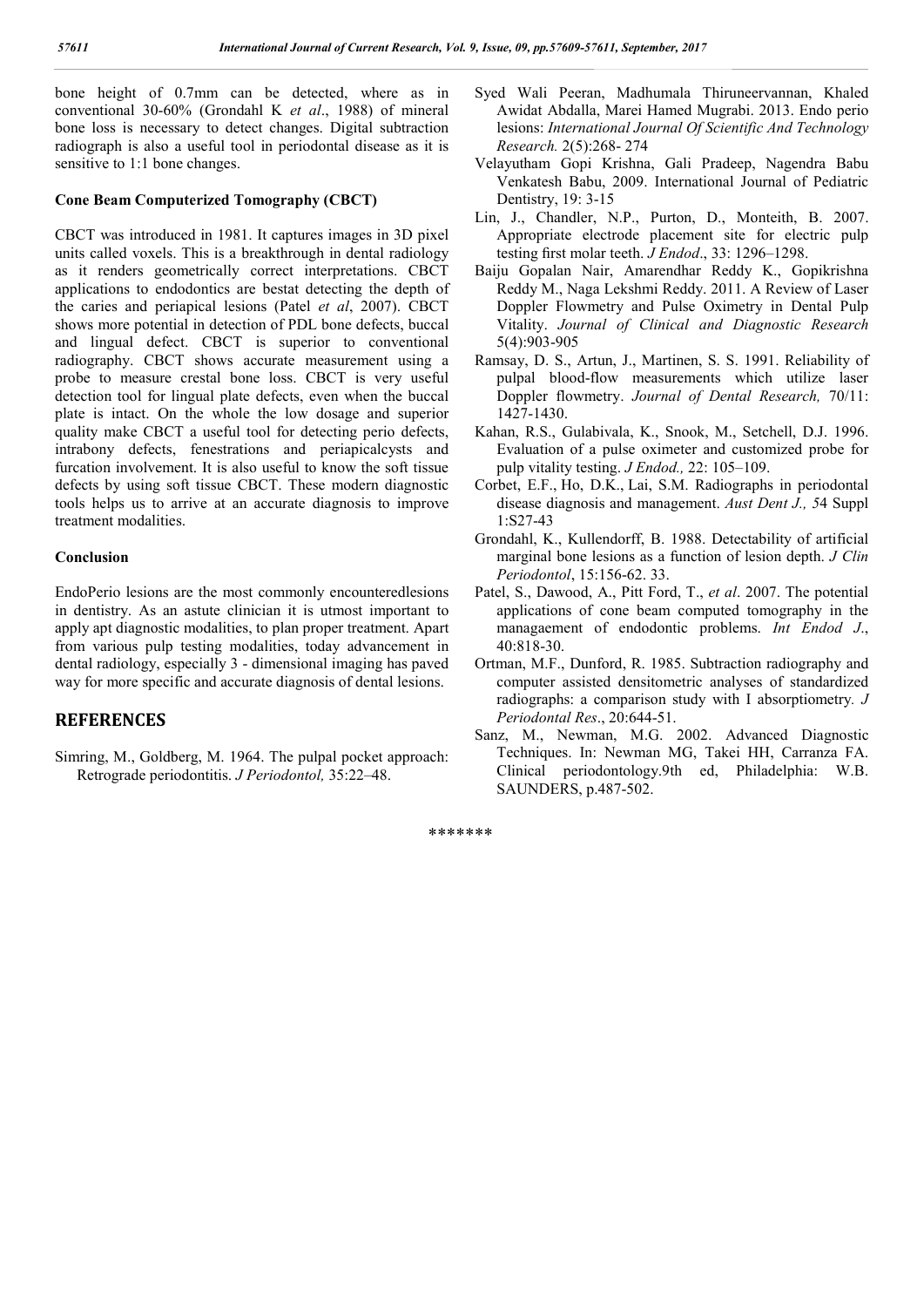bone height of 0.7mm can be detected, where as in conventional 30-60% (Grondahl K *et al*., 1988) of mineral bone loss is necessary to detect changes. Digital subtraction radiograph is also a useful tool in periodontal disease as it is sensitive to 1:1 bone changes.

### Cone Beam Computerized Tomography (CBCT)

CBCT was introduced in 1981. It captures images in 3D pixel units called voxels. This is a breakthrough in dental radiology as it renders geometrically correct interpretations. CBCT applications to endodontics are bestat detecting the depth of the caries and periapical lesions (Patel *et al*, 2007). CBCT shows more potential in detection of PDL bone defects, buccal and lingual defect. CBCT is superior to conventional radiography. CBCT shows accurate measurement using a probe to measure crestal bone loss. CBCT is very useful detection tool for lingual plate defects, even when the buccal plate is intact. On the whole the low dosage and superior quality make CBCT a useful tool for detecting perio defects, intrabony defects, fenestrations and periapicalcysts and furcation involvement. It is also useful to know the soft tissue defects by using soft tissue CBCT. These modern diagnostic tools helps us to arrive at an accurate diagnosis to improve treatment modalities.

### Conclusion

EndoPerio lesions are the most commonly encounteredlesions in dentistry. As an astute clinician it is utmost important to apply apt diagnostic modalities, to plan proper treatment. Apart from various pulp testing modalities, today advancement in dental radiology, especially 3 - dimensional imaging has paved way for more specific and accurate diagnosis of dental lesions.

## REFERENCES

Simring, M., Goldberg, M. 1964. The pulpal pocket approach: Retrograde periodontitis. *J Periodontol,* 35:22–48.

Syed Wali Peeran, Madhumala Thiruneervannan, Khaled Awidat Abdalla, Marei Hamed Mugrabi. 2013. Endo perio lesions: *International Journal Of Scientific And Technology Research.* 2(5):268- 274

Velayutham Gopi Krishna, Gali Pradeep, Nagendra Babu Venkatesh Babu, 2009. International Journal of Pediatric Dentistry, 19: 3-15

Lin, J., Chandler, N.P., Purton, D., Monteith, B. 2007. Appropriate electrode placement site for electric pulp testing first molar teeth. *J Endod*., 33: 1296–1298.

Baiju Gopalan Nair, Amarendhar Reddy K., Gopikrishna Reddy M., Naga Lekshmi Reddy. 2011. A Review of Laser Doppler Flowmetry and Pulse Oximetry in Dental Pulp Vitality. *Journal of Clinical and Diagnostic Research* 5(4):903-905

Ramsay, D. S., Artun, J., Martinen, S. S. 1991. Reliability of pulpal blood-flow measurements which utilize laser Doppler flowmetry. *Journal of Dental Research,* 70/11: 1427-1430.

Kahan, R.S., Gulabivala, K., Snook, M., Setchell, D.J. 1996. Evaluation of a pulse oximeter and customized probe for pulp vitality testing. *J Endod.,* 22: 105–109.

Corbet, E.F., Ho, D.K., Lai, S.M. Radiographs in periodontal disease diagnosis and management. *Aust Dent J., 5*4 Suppl 1:S27-43

Grondahl, K., Kullendorff, B. 1988. Detectability of artificial marginal bone lesions as a function of lesion depth. *J Clin Periodontol*, 15:156-62. 33.

Patel, S., Dawood, A., Pitt Ford, T., *et al*. 2007. The potential applications of cone beam computed tomography in the managaement of endodontic problems. *Int Endod J*., 40:818-30.

Ortman, M.F., Dunford, R. 1985. Subtraction radiography and computer assisted densitometric analyses of standardized radiographs: a comparison study with I absorptiometry. *J Periodontal Res*., 20:644-51.

Sanz, M., Newman, M.G. 2002. Advanced Diagnostic Techniques. In: Newman MG, Takei HH, Carranza FA. Clinical periodontology.9th ed, Philadelphia: W.B. SAUNDERS, p.487-502.

*******